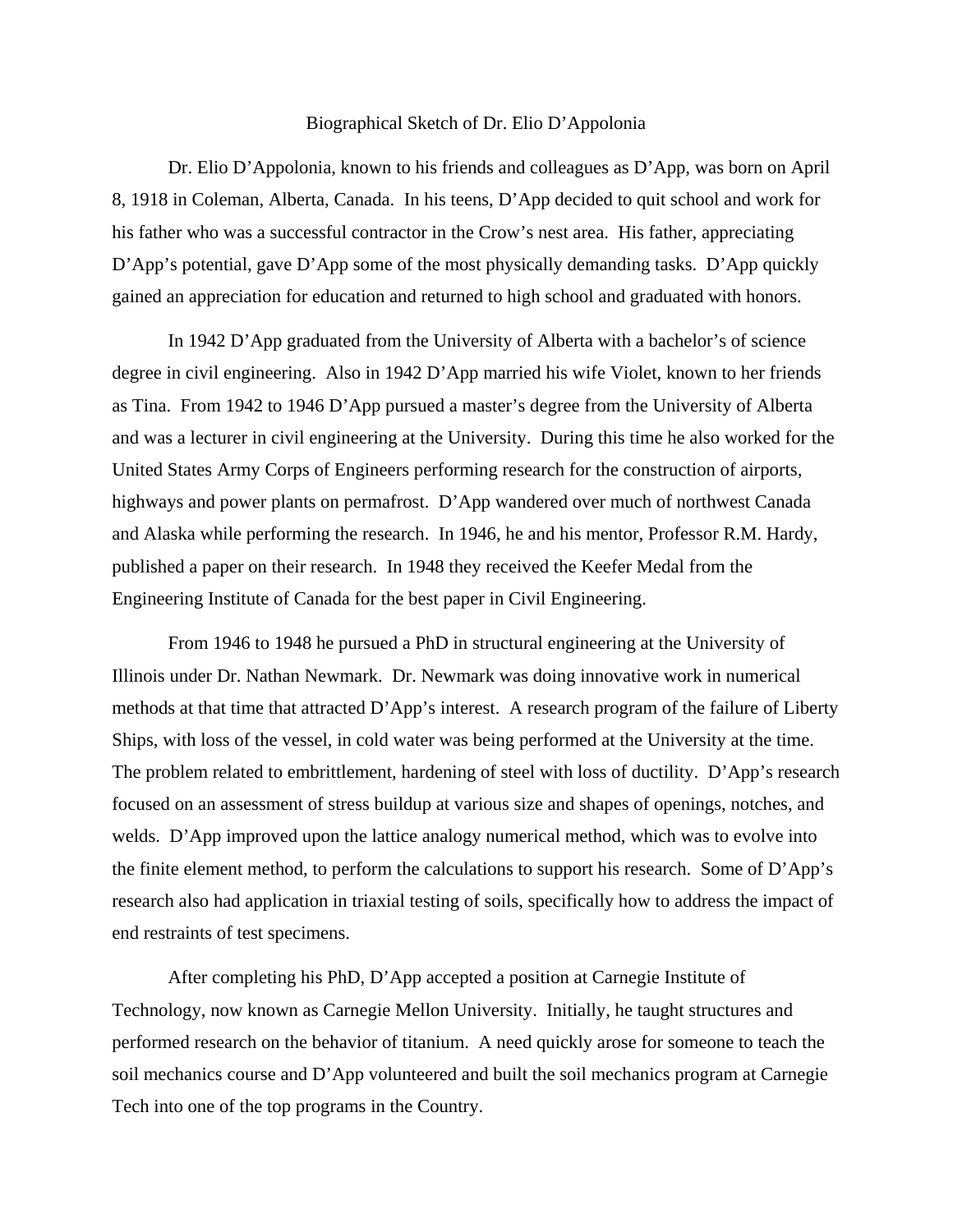# Biographical Sketch of Dr. Elio D'Appolonia

Dr. Elio D'Appolonia, known to his friends and colleagues as D'App, was born on April 8, 1918 in Coleman, Alberta, Canada. In his teens, D'App decided to quit school and work for his father who was a successful contractor in the Crow's nest area. His father, appreciating D'App's potential, gave D'App some of the most physically demanding tasks. D'App quickly gained an appreciation for education and returned to high school and graduated with honors.

In 1942 D'App graduated from the University of Alberta with a bachelor's of science degree in civil engineering. Also in 1942 D'App married his wife Violet, known to her friends as Tina. From 1942 to 1946 D'App pursued a master's degree from the University of Alberta and was a lecturer in civil engineering at the University. During this time he also worked for the United States Army Corps of Engineers performing research for the construction of airports, highways and power plants on permafrost. D'App wandered over much of northwest Canada and Alaska while performing the research. In 1946, he and his mentor, Professor R.M. Hardy, published a paper on their research. In 1948 they received the Keefer Medal from the Engineering Institute of Canada for the best paper in Civil Engineering.

From 1946 to 1948 he pursued a PhD in structural engineering at the University of Illinois under Dr. Nathan Newmark. Dr. Newmark was doing innovative work in numerical methods at that time that attracted D'App's interest. A research program of the failure of Liberty Ships, with loss of the vessel, in cold water was being performed at the University at the time. The problem related to embrittlement, hardening of steel with loss of ductility. D'App's research focused on an assessment of stress buildup at various size and shapes of openings, notches, and welds. D'App improved upon the lattice analogy numerical method, which was to evolve into the finite element method, to perform the calculations to support his research. Some of D'App's research also had application in triaxial testing of soils, specifically how to address the impact of end restraints of test specimens.

After completing his PhD, D'App accepted a position at Carnegie Institute of Technology, now known as Carnegie Mellon University. Initially, he taught structures and performed research on the behavior of titanium. A need quickly arose for someone to teach the soil mechanics course and D'App volunteered and built the soil mechanics program at Carnegie Tech into one of the top programs in the Country.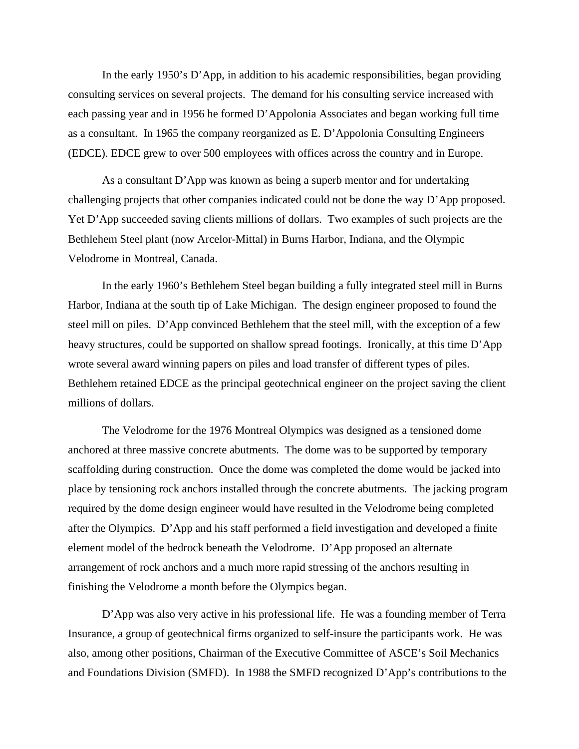In the early 1950's D'App, in addition to his academic responsibilities, began providing consulting services on several projects. The demand for his consulting service increased with each passing year and in 1956 he formed D'Appolonia Associates and began working full time as a consultant. In 1965 the company reorganized as E. D'Appolonia Consulting Engineers (EDCE). EDCE grew to over 500 employees with offices across the country and in Europe.

As a consultant D'App was known as being a superb mentor and for undertaking challenging projects that other companies indicated could not be done the way D'App proposed. Yet D'App succeeded saving clients millions of dollars. Two examples of such projects are the Bethlehem Steel plant (now Arcelor-Mittal) in Burns Harbor, Indiana, and the Olympic Velodrome in Montreal, Canada.

In the early 1960's Bethlehem Steel began building a fully integrated steel mill in Burns Harbor, Indiana at the south tip of Lake Michigan. The design engineer proposed to found the steel mill on piles. D'App convinced Bethlehem that the steel mill, with the exception of a few heavy structures, could be supported on shallow spread footings. Ironically, at this time D'App wrote several award winning papers on piles and load transfer of different types of piles. Bethlehem retained EDCE as the principal geotechnical engineer on the project saving the client millions of dollars.

The Velodrome for the 1976 Montreal Olympics was designed as a tensioned dome anchored at three massive concrete abutments. The dome was to be supported by temporary scaffolding during construction. Once the dome was completed the dome would be jacked into place by tensioning rock anchors installed through the concrete abutments. The jacking program required by the dome design engineer would have resulted in the Velodrome being completed after the Olympics. D'App and his staff performed a field investigation and developed a finite element model of the bedrock beneath the Velodrome. D'App proposed an alternate arrangement of rock anchors and a much more rapid stressing of the anchors resulting in finishing the Velodrome a month before the Olympics began.

D'App was also very active in his professional life. He was a founding member of Terra Insurance, a group of geotechnical firms organized to self-insure the participants work. He was also, among other positions, Chairman of the Executive Committee of ASCE's Soil Mechanics and Foundations Division (SMFD). In 1988 the SMFD recognized D'App's contributions to the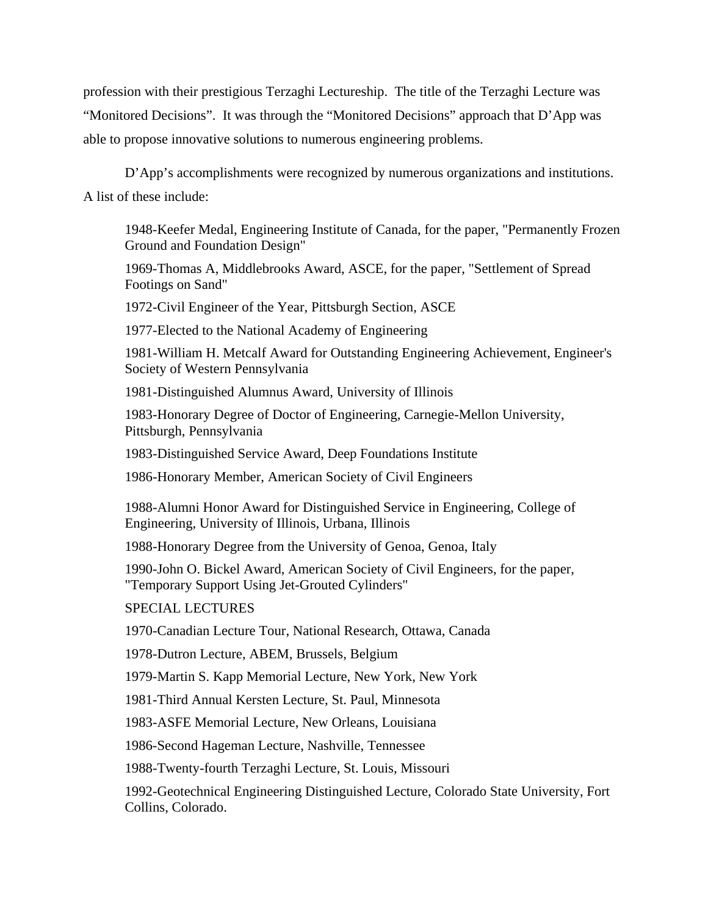profession with their prestigious Terzaghi Lectureship. The title of the Terzaghi Lecture was "Monitored Decisions". It was through the "Monitored Decisions" approach that D'App was able to propose innovative solutions to numerous engineering problems.

D'App's accomplishments were recognized by numerous organizations and institutions. A list of these include:

1948-Keefer Medal, Engineering Institute of Canada, for the paper, "Permanently Frozen Ground and Foundation Design"

1969-Thomas A, Middlebrooks Award, ASCE, for the paper, "Settlement of Spread Footings on Sand"

1972-Civil Engineer of the Year, Pittsburgh Section, ASCE

1977-Elected to the National Academy of Engineering

1981-William H. Metcalf Award for Outstanding Engineering Achievement, Engineer's Society of Western Pennsylvania

1981-Distinguished Alumnus Award, University of Illinois

1983-Honorary Degree of Doctor of Engineering, Carnegie-Mellon University, Pittsburgh, Pennsylvania

1983-Distinguished Service Award, Deep Foundations Institute

1986-Honorary Member, American Society of Civil Engineers

1988-Alumni Honor Award for Distinguished Service in Engineering, College of Engineering, University of Illinois, Urbana, Illinois

1988-Honorary Degree from the University of Genoa, Genoa, Italy

1990-John O. Bickel Award, American Society of Civil Engineers, for the paper, "Temporary Support Using Jet-Grouted Cylinders"

SPECIAL LECTURES

1970-Canadian Lecture Tour, National Research, Ottawa, Canada

1978-Dutron Lecture, ABEM, Brussels, Belgium

1979-Martin S. Kapp Memorial Lecture, New York, New York

1981-Third Annual Kersten Lecture, St. Paul, Minnesota

1983-ASFE Memorial Lecture, New Orleans, Louisiana

1986-Second Hageman Lecture, Nashville, Tennessee

1988-Twenty-fourth Terzaghi Lecture, St. Louis, Missouri

1992-Geotechnical Engineering Distinguished Lecture, Colorado State University, Fort Collins, Colorado.